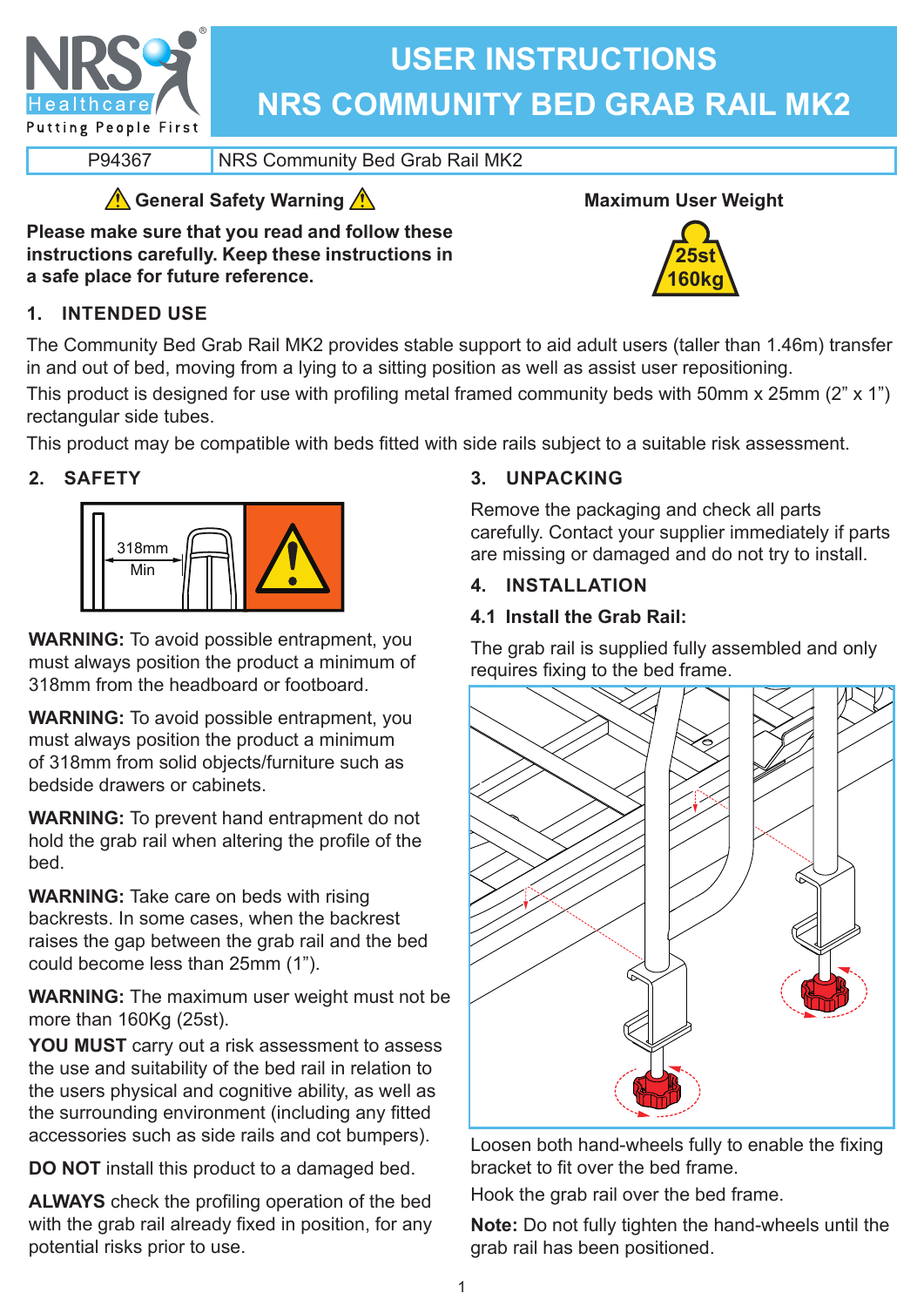# USER INSTRUCTIONS
# NRS COMMUNITY BED GRAB RAIL MK2

| P94367 | NRS Community Bed Grab Rail MK2 |
|---|---|

**⚠ General Safety Warning ⚠**

**Please make sure that you read and follow these instructions carefully. Keep these instructions in a safe place for future reference.**

**Maximum User Weight**

25st
160kg

## 1. INTENDED USE

The Community Bed Grab Rail MK2 provides stable support to aid adult users (taller than 1.46m) transfer in and out of bed, moving from a lying to a sitting position as well as assist user repositioning.

This product is designed for use with profiling metal framed community beds with 50mm x 25mm (2" x 1") rectangular side tubes.

This product may be compatible with beds fitted with side rails subject to a suitable risk assessment.

## 2. SAFETY

318mm Min

**WARNING:** To avoid possible entrapment, you must always position the product a minimum of 318mm from the headboard or footboard.

**WARNING:** To avoid possible entrapment, you must always position the product a minimum of 318mm from solid objects/furniture such as bedside drawers or cabinets.

**WARNING:** To prevent hand entrapment do not hold the grab rail when altering the profile of the bed.

**WARNING:** Take care on beds with rising backrests. In some cases, when the backrest raises the gap between the grab rail and the bed could become less than 25mm (1").

**WARNING:** The maximum user weight must not be more than 160Kg (25st).

**YOU MUST** carry out a risk assessment to assess the use and suitability of the bed rail in relation to the users physical and cognitive ability, as well as the surrounding environment (including any fitted accessories such as side rails and cot bumpers).

**DO NOT** install this product to a damaged bed.

**ALWAYS** check the profiling operation of the bed with the grab rail already fixed in position, for any potential risks prior to use.

## 3. UNPACKING

Remove the packaging and check all parts carefully. Contact your supplier immediately if parts are missing or damaged and do not try to install.

## 4. INSTALLATION

### 4.1 Install the Grab Rail:

The grab rail is supplied fully assembled and only requires fixing to the bed frame.

Loosen both hand-wheels fully to enable the fixing bracket to fit over the bed frame.

Hook the grab rail over the bed frame.

**Note:** Do not fully tighten the hand-wheels until the grab rail has been positioned.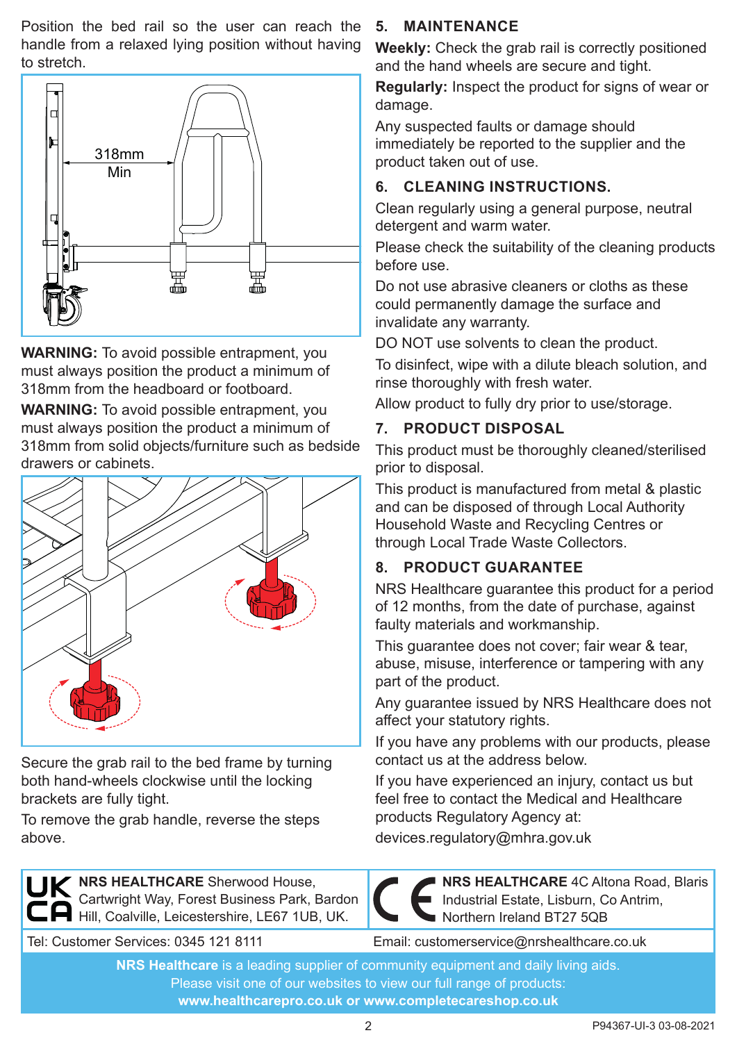Position the bed rail so the user can reach the handle from a relaxed lying position without having to stretch.

318mm
Min

**WARNING:** To avoid possible entrapment, you must always position the product a minimum of 318mm from the headboard or footboard.

**WARNING:** To avoid possible entrapment, you must always position the product a minimum of 318mm from solid objects/furniture such as bedside drawers or cabinets.

Secure the grab rail to the bed frame by turning both hand-wheels clockwise until the locking brackets are fully tight.

To remove the grab handle, reverse the steps above.

## 5. MAINTENANCE

**Weekly:** Check the grab rail is correctly positioned and the hand wheels are secure and tight.

**Regularly:** Inspect the product for signs of wear or damage.

Any suspected faults or damage should immediately be reported to the supplier and the product taken out of use.

## 6. CLEANING INSTRUCTIONS.

Clean regularly using a general purpose, neutral detergent and warm water.

Please check the suitability of the cleaning products before use.

Do not use abrasive cleaners or cloths as these could permanently damage the surface and invalidate any warranty.

DO NOT use solvents to clean the product.

To disinfect, wipe with a dilute bleach solution, and rinse thoroughly with fresh water.

Allow product to fully dry prior to use/storage.

## 7. PRODUCT DISPOSAL

This product must be thoroughly cleaned/sterilised prior to disposal.

This product is manufactured from metal & plastic and can be disposed of through Local Authority Household Waste and Recycling Centres or through Local Trade Waste Collectors.

## 8. PRODUCT GUARANTEE

NRS Healthcare guarantee this product for a period of 12 months, from the date of purchase, against faulty materials and workmanship.

This guarantee does not cover; fair wear & tear, abuse, misuse, interference or tampering with any part of the product.

Any guarantee issued by NRS Healthcare does not affect your statutory rights.

If you have any problems with our products, please contact us at the address below.

If you have experienced an injury, contact us but feel free to contact the Medical and Healthcare products Regulatory Agency at:

devices.regulatory@mhra.gov.uk

UK CA **NRS HEALTHCARE** Sherwood House, Cartwright Way, Forest Business Park, Bardon Hill, Coalville, Leicestershire, LE67 1UB, UK.

CE **NRS HEALTHCARE** 4C Altona Road, Blaris Industrial Estate, Lisburn, Co Antrim, Northern Ireland BT27 5QB

Tel: Customer Services: 0345 121 8111

Email: customerservice@nrshealthcare.co.uk

**NRS Healthcare** is a leading supplier of community equipment and daily living aids.
Please visit one of our websites to view our full range of products:
**www.healthcarepro.co.uk or www.completecareshop.co.uk**

P94367-UI-3 03-08-2021